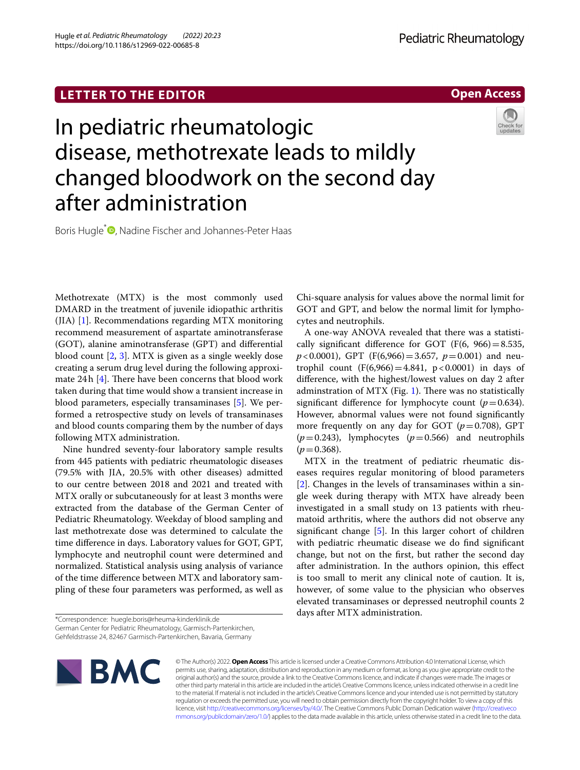LETTER TO THE EDITOR

Open Access

# In pediatric rheumatologic disease, methotrexate leads to mildly changed bloodwork on the second day after administration

Boris Hugle*, Nadine Fischer and Johannes-Peter Haas

Methotrexate (MTX) is the most commonly used DMARD in the treatment of juvenile idiopathic arthritis (JIA) [1]. Recommendations regarding MTX monitoring recommend measurement of aspartate aminotransferase (GOT), alanine aminotransferase (GPT) and differential blood count [2, 3]. MTX is given as a single weekly dose creating a serum drug level during the following approximate 24 h [4]. There have been concerns that blood work taken during that time would show a transient increase in blood parameters, especially transaminases [5]. We performed a retrospective study on levels of transaminases and blood counts comparing them by the number of days following MTX administration.

Nine hundred seventy-four laboratory sample results from 445 patients with pediatric rheumatologic diseases (79.5% with JIA, 20.5% with other diseases) admitted to our centre between 2018 and 2021 and treated with MTX orally or subcutaneously for at least 3 months were extracted from the database of the German Center of Pediatric Rheumatology. Weekday of blood sampling and last methotrexate dose was determined to calculate the time difference in days. Laboratory values for GOT, GPT, lymphocyte and neutrophil count were determined and normalized. Statistical analysis using analysis of variance of the time difference between MTX and laboratory sampling of these four parameters was performed, as well as Chi-square analysis for values above the normal limit for GOT and GPT, and below the normal limit for lymphocytes and neutrophils.

A one-way ANOVA revealed that there was a statistically significant difference for GOT ($F(6, 966) = 8.535$, $p < 0.0001$), GPT ($F(6,966) = 3.657$, $p = 0.001$) and neutrophil count ($F(6,966) = 4.841$, $p < 0.0001$) in days of difference, with the highest/lowest values on day 2 after adminstration of MTX (Fig. 1). There was no statistically significant difference for lymphocyte count ($p = 0.634$). However, abnormal values were not found significantly more frequently on any day for GOT ($p = 0.708$), GPT ($p = 0.243$), lymphocytes ($p = 0.566$) and neutrophils ($p = 0.368$).

MTX in the treatment of pediatric rheumatic diseases requires regular monitoring of blood parameters [2]. Changes in the levels of transaminases within a single week during therapy with MTX have already been investigated in a small study on 13 patients with rheumatoid arthritis, where the authors did not observe any significant change [5]. In this larger cohort of children with pediatric rheumatic disease we do find significant change, but not on the first, but rather the second day after administration. In the authors opinion, this effect is too small to merit any clinical note of caution. It is, however, of some value to the physician who observes elevated transaminases or depressed neutrophil counts 2 days after MTX administration.

*Correspondence: huegle.boris@rheuma-kinderklinik.de
German Center for Pediatric Rheumatology, Garmisch-Partenkirchen, Gehfeldstrasse 24, 82467 Garmisch-Partenkirchen, Bavaria, Germany

© The Author(s) 2022. **Open Access** This article is licensed under a Creative Commons Attribution 4.0 International License, which permits use, sharing, adaptation, distribution and reproduction in any medium or format, as long as you give appropriate credit to the original author(s) and the source, provide a link to the Creative Commons licence, and indicate if changes were made. The images or other third party material in this article are included in the article's Creative Commons licence, unless indicated otherwise in a credit line to the material. If material is not included in the article's Creative Commons licence and your intended use is not permitted by statutory regulation or exceeds the permitted use, you will need to obtain permission directly from the copyright holder. To view a copy of this licence, visit http://creativecommons.org/licenses/by/4.0/. The Creative Commons Public Domain Dedication waiver (http://creativecommons.org/publicdomain/zero/1.0/) applies to the data made available in this article, unless otherwise stated in a credit line to the data.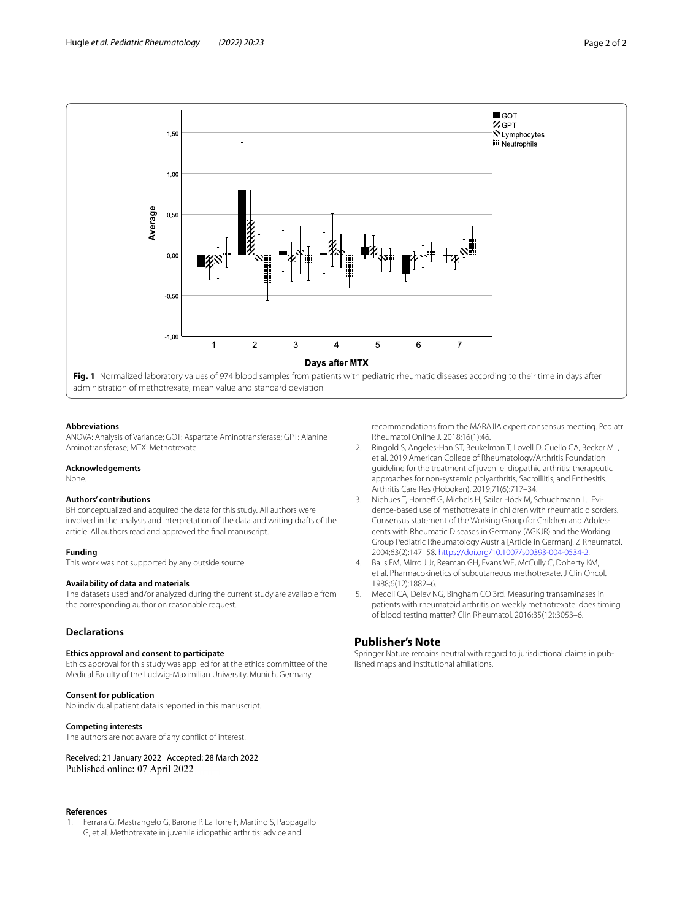GOT
GPT
Lymphocytes
Neutrophils

1,50
1,00
0,50
0,00
-0,50
-1,00

Average

1 2 3 4 5 6 7

Days after MTX

**Fig. 1** Normalized laboratory values of 974 blood samples from patients with pediatric rheumatic diseases according to their time in days after administration of methotrexate, mean value and standard deviation

#### Abbreviations

ANOVA: Analysis of Variance; GOT: Aspartate Aminotransferase; GPT: Alanine Aminotransferase; MTX: Methotrexate.

#### Acknowledgements

None.

#### Authors' contributions

BH conceptualized and acquired the data for this study. All authors were involved in the analysis and interpretation of the data and writing drafts of the article. All authors read and approved the final manuscript.

#### Funding

This work was not supported by any outside source.

#### Availability of data and materials

The datasets used and/or analyzed during the current study are available from the corresponding author on reasonable request.

## Declarations

#### Ethics approval and consent to participate

Ethics approval for this study was applied for at the ethics committee of the Medical Faculty of the Ludwig-Maximilian University, Munich, Germany.

#### Consent for publication

No individual patient data is reported in this manuscript.

#### Competing interests

The authors are not aware of any conflict of interest.

Received: 21 January 2022 Accepted: 28 March 2022
Published online: 07 April 2022

#### References

1. Ferrara G, Mastrangelo G, Barone P, La Torre F, Martino S, Pappagallo G, et al. Methotrexate in juvenile idiopathic arthritis: advice and recommendations from the MARAJIA expert consensus meeting. Pediatr Rheumatol Online J. 2018;16(1):46.
2. Ringold S, Angeles-Han ST, Beukelman T, Lovell D, Cuello CA, Becker ML, et al. 2019 American College of Rheumatology/Arthritis Foundation guideline for the treatment of juvenile idiopathic arthritis: therapeutic approaches for non-systemic polyarthritis, Sacroiliitis, and Enthesitis. Arthritis Care Res (Hoboken). 2019;71(6):717–34.
3. Niehues T, Horneff G, Michels H, Sailer Höck M, Schuchmann L. Evidence-based use of methotrexate in children with rheumatic disorders. Consensus statement of the Working Group for Children and Adolescents with Rheumatic Diseases in Germany (AGKJR) and the Working Group Pediatric Rheumatology Austria [Article in German]. Z Rheumatol. 2004;63(2):147–58. https://doi.org/10.1007/s00393-004-0534-2.
4. Balis FM, Mirro J Jr, Reaman GH, Evans WE, McCully C, Doherty KM, et al. Pharmacokinetics of subcutaneous methotrexate. J Clin Oncol. 1988;6(12):1882–6.
5. Mecoli CA, Delev NG, Bingham CO 3rd. Measuring transaminases in patients with rheumatoid arthritis on weekly methotrexate: does timing of blood testing matter? Clin Rheumatol. 2016;35(12):3053–6.

## Publisher's Note

Springer Nature remains neutral with regard to jurisdictional claims in published maps and institutional affiliations.